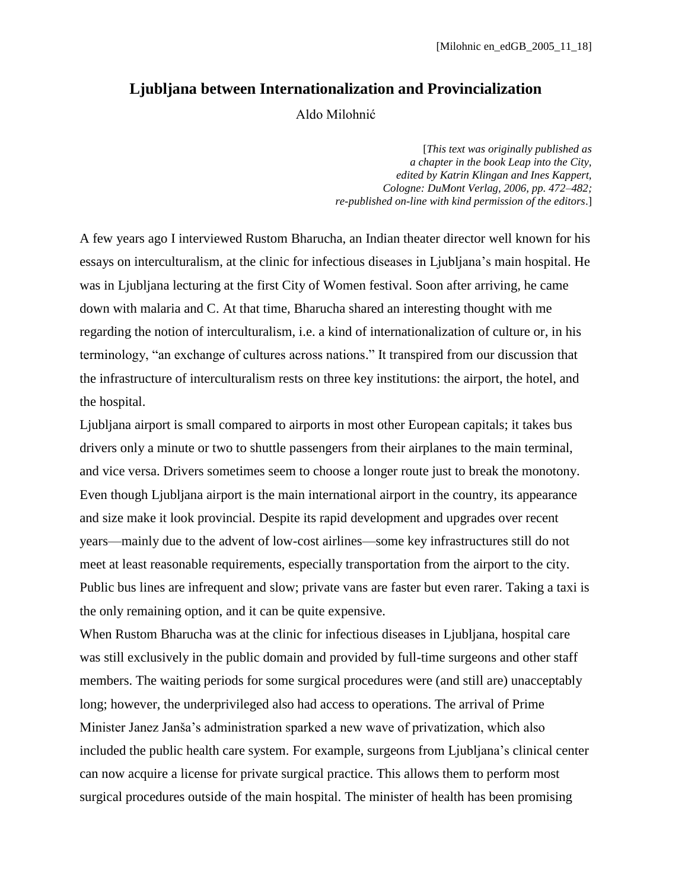[Milohnic en_edGB_2005_11_18]

# Ljubljana between Internationalization and Provincialization

Aldo Milohnić

*[This text was originally published as a chapter in the book Leap into the City, edited by Katrin Klingan and Ines Kappert, Cologne: DuMont Verlag, 2006, pp. 472–482; re-published on-line with kind permission of the editors.]*

A few years ago I interviewed Rustom Bharucha, an Indian theater director well known for his essays on interculturalism, at the clinic for infectious diseases in Ljubljana's main hospital. He was in Ljubljana lecturing at the first City of Women festival. Soon after arriving, he came down with malaria and C. At that time, Bharucha shared an interesting thought with me regarding the notion of interculturalism, i.e. a kind of internationalization of culture or, in his terminology, "an exchange of cultures across nations." It transpired from our discussion that the infrastructure of interculturalism rests on three key institutions: the airport, the hotel, and the hospital.

Ljubljana airport is small compared to airports in most other European capitals; it takes bus drivers only a minute or two to shuttle passengers from their airplanes to the main terminal, and vice versa. Drivers sometimes seem to choose a longer route just to break the monotony. Even though Ljubljana airport is the main international airport in the country, its appearance and size make it look provincial. Despite its rapid development and upgrades over recent years—mainly due to the advent of low-cost airlines—some key infrastructures still do not meet at least reasonable requirements, especially transportation from the airport to the city. Public bus lines are infrequent and slow; private vans are faster but even rarer. Taking a taxi is the only remaining option, and it can be quite expensive.

When Rustom Bharucha was at the clinic for infectious diseases in Ljubljana, hospital care was still exclusively in the public domain and provided by full-time surgeons and other staff members. The waiting periods for some surgical procedures were (and still are) unacceptably long; however, the underprivileged also had access to operations. The arrival of Prime Minister Janez Janša's administration sparked a new wave of privatization, which also included the public health care system. For example, surgeons from Ljubljana's clinical center can now acquire a license for private surgical practice. This allows them to perform most surgical procedures outside of the main hospital. The minister of health has been promising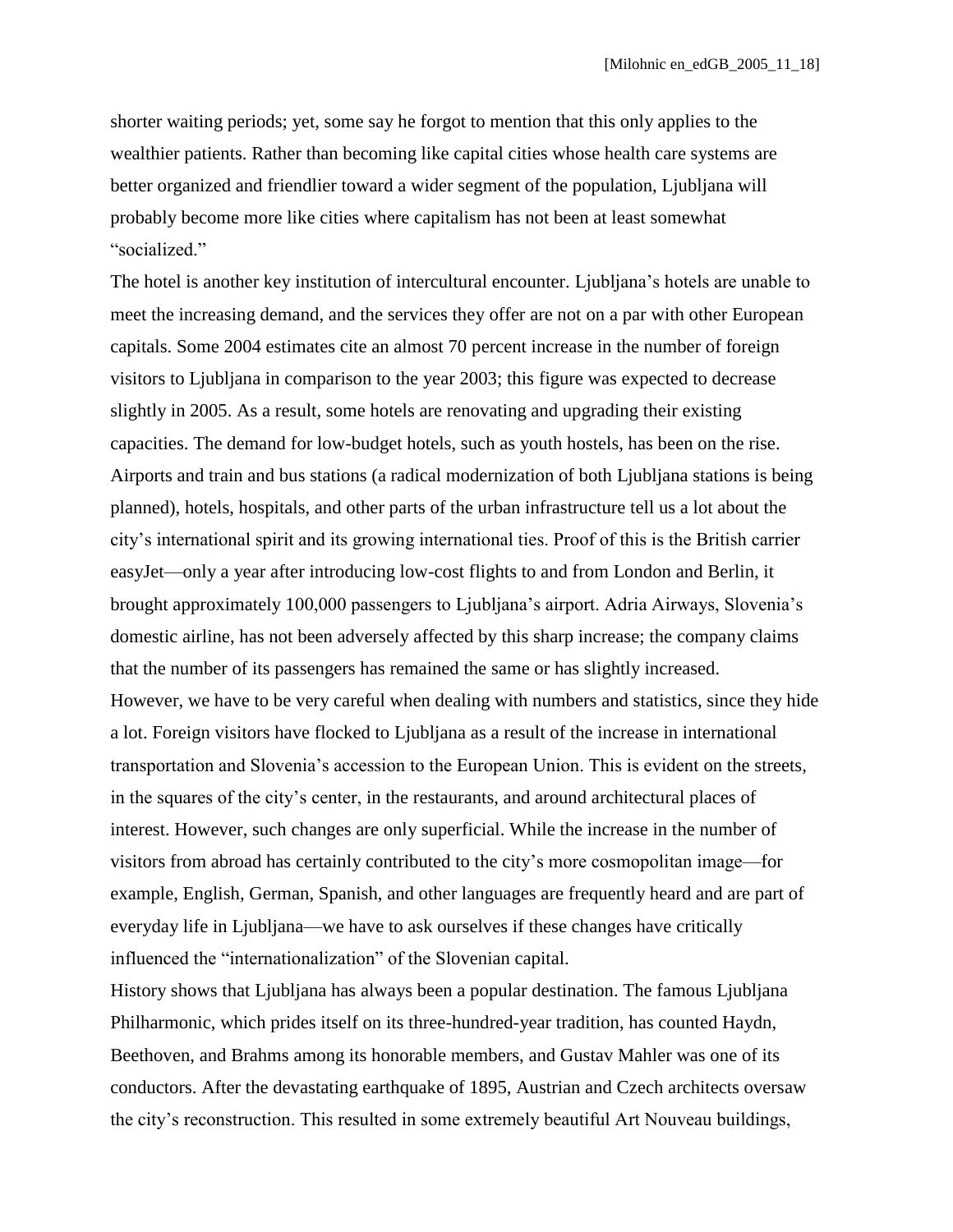shorter waiting periods; yet, some say he forgot to mention that this only applies to the wealthier patients. Rather than becoming like capital cities whose health care systems are better organized and friendlier toward a wider segment of the population, Ljubljana will probably become more like cities where capitalism has not been at least somewhat "socialized."

The hotel is another key institution of intercultural encounter. Ljubljana's hotels are unable to meet the increasing demand, and the services they offer are not on a par with other European capitals. Some 2004 estimates cite an almost 70 percent increase in the number of foreign visitors to Ljubljana in comparison to the year 2003; this figure was expected to decrease slightly in 2005. As a result, some hotels are renovating and upgrading their existing capacities. The demand for low-budget hotels, such as youth hostels, has been on the rise. Airports and train and bus stations (a radical modernization of both Ljubljana stations is being planned), hotels, hospitals, and other parts of the urban infrastructure tell us a lot about the city's international spirit and its growing international ties. Proof of this is the British carrier easyJet—only a year after introducing low-cost flights to and from London and Berlin, it brought approximately 100,000 passengers to Ljubljana's airport. Adria Airways, Slovenia's domestic airline, has not been adversely affected by this sharp increase; the company claims that the number of its passengers has remained the same or has slightly increased.

However, we have to be very careful when dealing with numbers and statistics, since they hide a lot. Foreign visitors have flocked to Ljubljana as a result of the increase in international transportation and Slovenia's accession to the European Union. This is evident on the streets, in the squares of the city's center, in the restaurants, and around architectural places of interest. However, such changes are only superficial. While the increase in the number of visitors from abroad has certainly contributed to the city's more cosmopolitan image—for example, English, German, Spanish, and other languages are frequently heard and are part of everyday life in Ljubljana—we have to ask ourselves if these changes have critically influenced the "internationalization" of the Slovenian capital.

History shows that Ljubljana has always been a popular destination. The famous Ljubljana Philharmonic, which prides itself on its three-hundred-year tradition, has counted Haydn, Beethoven, and Brahms among its honorable members, and Gustav Mahler was one of its conductors. After the devastating earthquake of 1895, Austrian and Czech architects oversaw the city's reconstruction. This resulted in some extremely beautiful Art Nouveau buildings,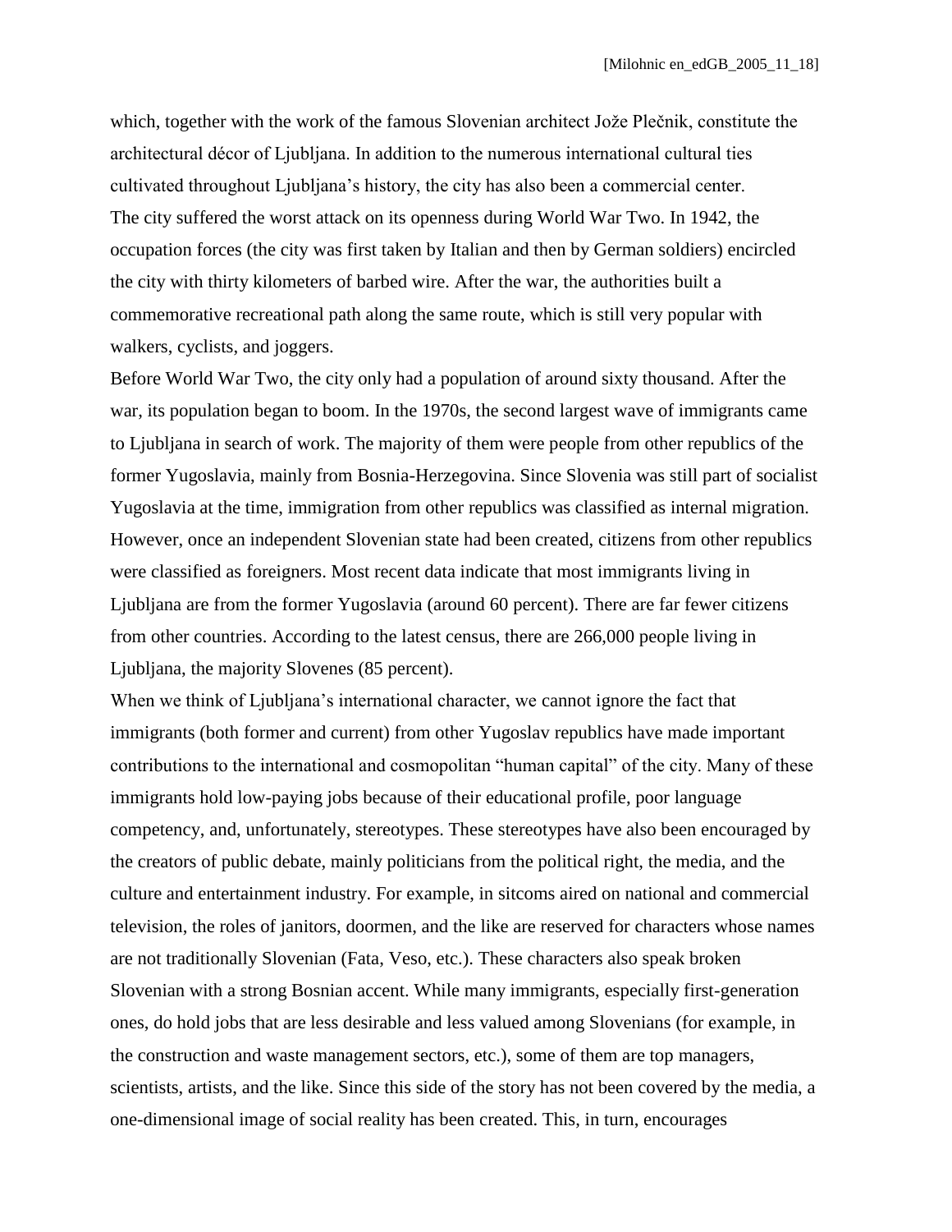which, together with the work of the famous Slovenian architect Jože Plečnik, constitute the architectural décor of Ljubljana. In addition to the numerous international cultural ties cultivated throughout Ljubljana's history, the city has also been a commercial center.

The city suffered the worst attack on its openness during World War Two. In 1942, the occupation forces (the city was first taken by Italian and then by German soldiers) encircled the city with thirty kilometers of barbed wire. After the war, the authorities built a commemorative recreational path along the same route, which is still very popular with walkers, cyclists, and joggers.

Before World War Two, the city only had a population of around sixty thousand. After the war, its population began to boom. In the 1970s, the second largest wave of immigrants came to Ljubljana in search of work. The majority of them were people from other republics of the former Yugoslavia, mainly from Bosnia-Herzegovina. Since Slovenia was still part of socialist Yugoslavia at the time, immigration from other republics was classified as internal migration. However, once an independent Slovenian state had been created, citizens from other republics were classified as foreigners. Most recent data indicate that most immigrants living in Ljubljana are from the former Yugoslavia (around 60 percent). There are far fewer citizens from other countries. According to the latest census, there are 266,000 people living in Ljubljana, the majority Slovenes (85 percent).

When we think of Ljubljana's international character, we cannot ignore the fact that immigrants (both former and current) from other Yugoslav republics have made important contributions to the international and cosmopolitan "human capital" of the city. Many of these immigrants hold low-paying jobs because of their educational profile, poor language competency, and, unfortunately, stereotypes. These stereotypes have also been encouraged by the creators of public debate, mainly politicians from the political right, the media, and the culture and entertainment industry. For example, in sitcoms aired on national and commercial television, the roles of janitors, doormen, and the like are reserved for characters whose names are not traditionally Slovenian (Fata, Veso, etc.). These characters also speak broken Slovenian with a strong Bosnian accent. While many immigrants, especially first-generation ones, do hold jobs that are less desirable and less valued among Slovenians (for example, in the construction and waste management sectors, etc.), some of them are top managers, scientists, artists, and the like. Since this side of the story has not been covered by the media, a one-dimensional image of social reality has been created. This, in turn, encourages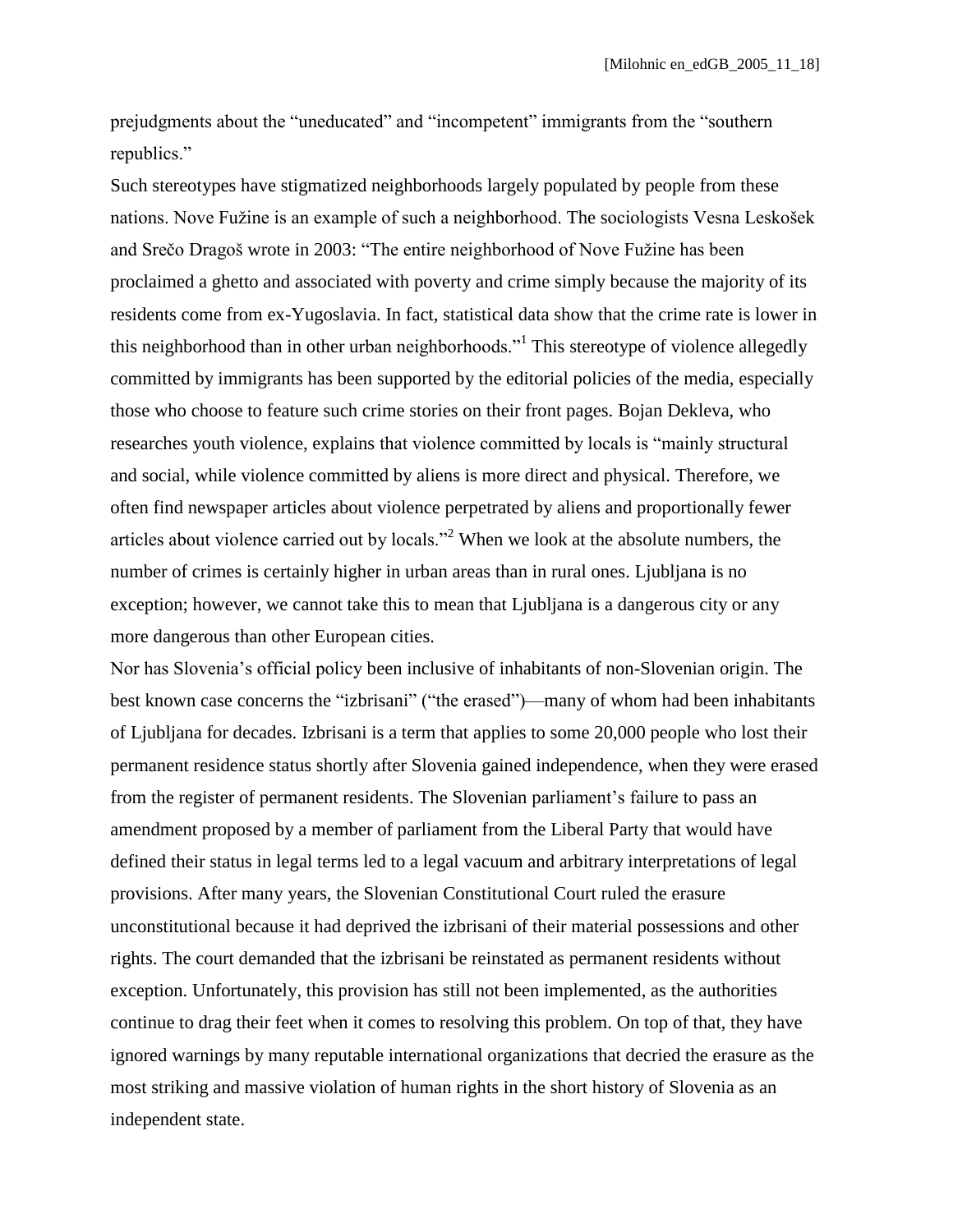prejudgments about the "uneducated" and "incompetent" immigrants from the "southern republics."

Such stereotypes have stigmatized neighborhoods largely populated by people from these nations. Nove Fužine is an example of such a neighborhood. The sociologists Vesna Leskošek and Srečo Dragoš wrote in 2003: "The entire neighborhood of Nove Fužine has been proclaimed a ghetto and associated with poverty and crime simply because the majority of its residents come from ex-Yugoslavia. In fact, statistical data show that the crime rate is lower in this neighborhood than in other urban neighborhoods."[1] This stereotype of violence allegedly committed by immigrants has been supported by the editorial policies of the media, especially those who choose to feature such crime stories on their front pages. Bojan Dekleva, who researches youth violence, explains that violence committed by locals is "mainly structural and social, while violence committed by aliens is more direct and physical. Therefore, we often find newspaper articles about violence perpetrated by aliens and proportionally fewer articles about violence carried out by locals."[2] When we look at the absolute numbers, the number of crimes is certainly higher in urban areas than in rural ones. Ljubljana is no exception; however, we cannot take this to mean that Ljubljana is a dangerous city or any more dangerous than other European cities.

Nor has Slovenia's official policy been inclusive of inhabitants of non-Slovenian origin. The best known case concerns the "izbrisani" ("the erased")—many of whom had been inhabitants of Ljubljana for decades. Izbrisani is a term that applies to some 20,000 people who lost their permanent residence status shortly after Slovenia gained independence, when they were erased from the register of permanent residents. The Slovenian parliament's failure to pass an amendment proposed by a member of parliament from the Liberal Party that would have defined their status in legal terms led to a legal vacuum and arbitrary interpretations of legal provisions. After many years, the Slovenian Constitutional Court ruled the erasure unconstitutional because it had deprived the izbrisani of their material possessions and other rights. The court demanded that the izbrisani be reinstated as permanent residents without exception. Unfortunately, this provision has still not been implemented, as the authorities continue to drag their feet when it comes to resolving this problem. On top of that, they have ignored warnings by many reputable international organizations that decried the erasure as the most striking and massive violation of human rights in the short history of Slovenia as an independent state.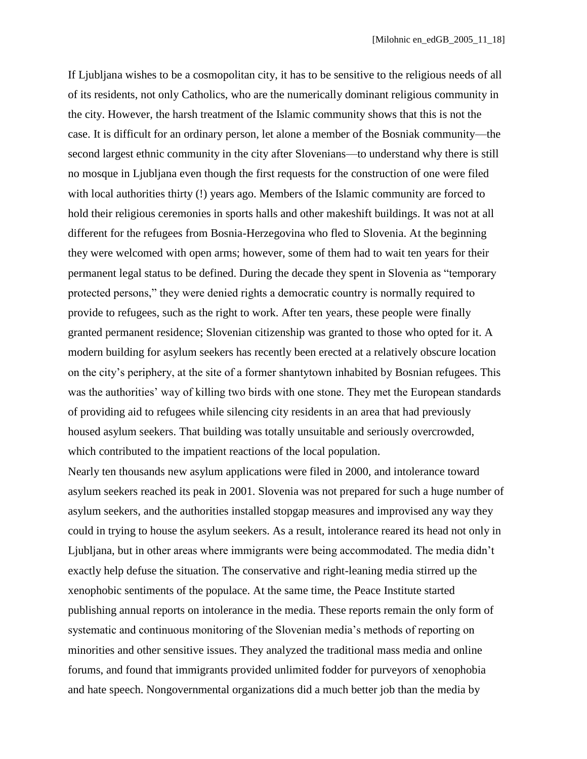If Ljubljana wishes to be a cosmopolitan city, it has to be sensitive to the religious needs of all of its residents, not only Catholics, who are the numerically dominant religious community in the city. However, the harsh treatment of the Islamic community shows that this is not the case. It is difficult for an ordinary person, let alone a member of the Bosniak community—the second largest ethnic community in the city after Slovenians—to understand why there is still no mosque in Ljubljana even though the first requests for the construction of one were filed with local authorities thirty (!) years ago. Members of the Islamic community are forced to hold their religious ceremonies in sports halls and other makeshift buildings. It was not at all different for the refugees from Bosnia-Herzegovina who fled to Slovenia. At the beginning they were welcomed with open arms; however, some of them had to wait ten years for their permanent legal status to be defined. During the decade they spent in Slovenia as "temporary protected persons," they were denied rights a democratic country is normally required to provide to refugees, such as the right to work. After ten years, these people were finally granted permanent residence; Slovenian citizenship was granted to those who opted for it. A modern building for asylum seekers has recently been erected at a relatively obscure location on the city's periphery, at the site of a former shantytown inhabited by Bosnian refugees. This was the authorities' way of killing two birds with one stone. They met the European standards of providing aid to refugees while silencing city residents in an area that had previously housed asylum seekers. That building was totally unsuitable and seriously overcrowded, which contributed to the impatient reactions of the local population.

Nearly ten thousands new asylum applications were filed in 2000, and intolerance toward asylum seekers reached its peak in 2001. Slovenia was not prepared for such a huge number of asylum seekers, and the authorities installed stopgap measures and improvised any way they could in trying to house the asylum seekers. As a result, intolerance reared its head not only in Ljubljana, but in other areas where immigrants were being accommodated. The media didn't exactly help defuse the situation. The conservative and right-leaning media stirred up the xenophobic sentiments of the populace. At the same time, the Peace Institute started publishing annual reports on intolerance in the media. These reports remain the only form of systematic and continuous monitoring of the Slovenian media's methods of reporting on minorities and other sensitive issues. They analyzed the traditional mass media and online forums, and found that immigrants provided unlimited fodder for purveyors of xenophobia and hate speech. Nongovernmental organizations did a much better job than the media by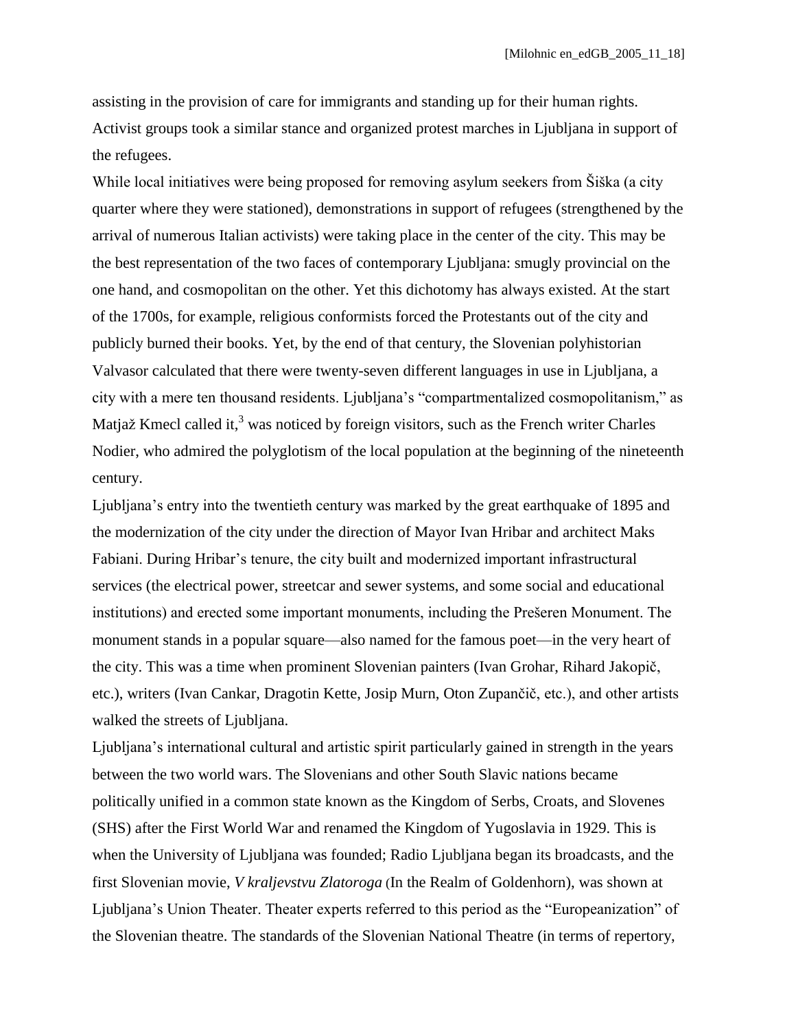assisting in the provision of care for immigrants and standing up for their human rights. Activist groups took a similar stance and organized protest marches in Ljubljana in support of the refugees.

While local initiatives were being proposed for removing asylum seekers from Šiška (a city quarter where they were stationed), demonstrations in support of refugees (strengthened by the arrival of numerous Italian activists) were taking place in the center of the city. This may be the best representation of the two faces of contemporary Ljubljana: smugly provincial on the one hand, and cosmopolitan on the other. Yet this dichotomy has always existed. At the start of the 1700s, for example, religious conformists forced the Protestants out of the city and publicly burned their books. Yet, by the end of that century, the Slovenian polyhistorian Valvasor calculated that there were twenty-seven different languages in use in Ljubljana, a city with a mere ten thousand residents. Ljubljana's "compartmentalized cosmopolitanism," as Matjaž Kmecl called it,[3] was noticed by foreign visitors, such as the French writer Charles Nodier, who admired the polyglotism of the local population at the beginning of the nineteenth century.

Ljubljana's entry into the twentieth century was marked by the great earthquake of 1895 and the modernization of the city under the direction of Mayor Ivan Hribar and architect Maks Fabiani. During Hribar's tenure, the city built and modernized important infrastructural services (the electrical power, streetcar and sewer systems, and some social and educational institutions) and erected some important monuments, including the Prešeren Monument. The monument stands in a popular square—also named for the famous poet—in the very heart of the city. This was a time when prominent Slovenian painters (Ivan Grohar, Rihard Jakopič, etc.), writers (Ivan Cankar, Dragotin Kette, Josip Murn, Oton Zupančič, etc.), and other artists walked the streets of Ljubljana.

Ljubljana's international cultural and artistic spirit particularly gained in strength in the years between the two world wars. The Slovenians and other South Slavic nations became politically unified in a common state known as the Kingdom of Serbs, Croats, and Slovenes (SHS) after the First World War and renamed the Kingdom of Yugoslavia in 1929. This is when the University of Ljubljana was founded; Radio Ljubljana began its broadcasts, and the first Slovenian movie, *V kraljevstvu Zlatoroga* (In the Realm of Goldenhorn), was shown at Ljubljana's Union Theater. Theater experts referred to this period as the "Europeanization" of the Slovenian theatre. The standards of the Slovenian National Theatre (in terms of repertory,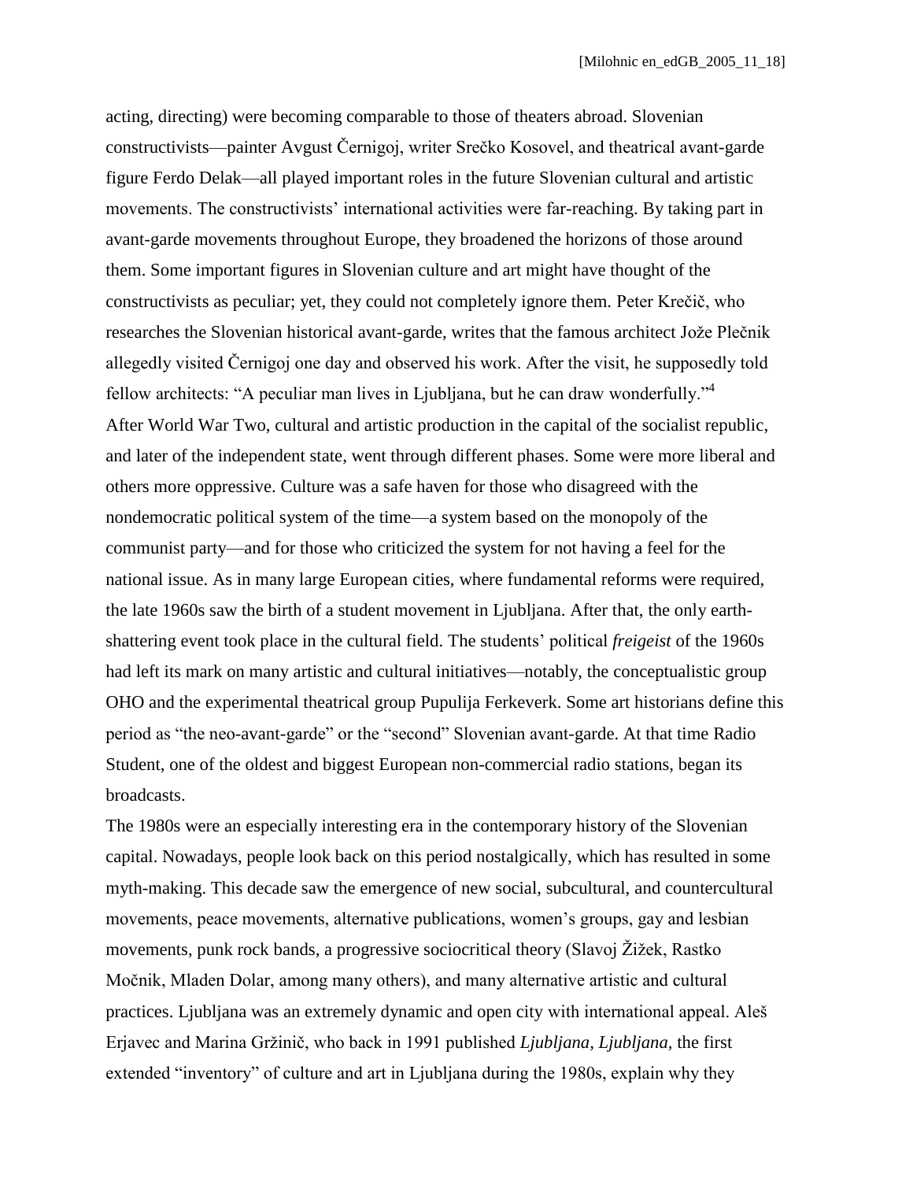acting, directing) were becoming comparable to those of theaters abroad. Slovenian constructivists—painter Avgust Černigoj, writer Srečko Kosovel, and theatrical avant-garde figure Ferdo Delak—all played important roles in the future Slovenian cultural and artistic movements. The constructivists' international activities were far-reaching. By taking part in avant-garde movements throughout Europe, they broadened the horizons of those around them. Some important figures in Slovenian culture and art might have thought of the constructivists as peculiar; yet, they could not completely ignore them. Peter Krečič, who researches the Slovenian historical avant-garde, writes that the famous architect Jože Plečnik allegedly visited Černigoj one day and observed his work. After the visit, he supposedly told fellow architects: "A peculiar man lives in Ljubljana, but he can draw wonderfully."[4]

After World War Two, cultural and artistic production in the capital of the socialist republic, and later of the independent state, went through different phases. Some were more liberal and others more oppressive. Culture was a safe haven for those who disagreed with the nondemocratic political system of the time—a system based on the monopoly of the communist party—and for those who criticized the system for not having a feel for the national issue. As in many large European cities, where fundamental reforms were required, the late 1960s saw the birth of a student movement in Ljubljana. After that, the only earth-shattering event took place in the cultural field. The students' political *freigeist* of the 1960s had left its mark on many artistic and cultural initiatives—notably, the conceptualistic group OHO and the experimental theatrical group Pupulija Ferkeverk. Some art historians define this period as "the neo-avant-garde" or the "second" Slovenian avant-garde. At that time Radio Student, one of the oldest and biggest European non-commercial radio stations, began its broadcasts.

The 1980s were an especially interesting era in the contemporary history of the Slovenian capital. Nowadays, people look back on this period nostalgically, which has resulted in some myth-making. This decade saw the emergence of new social, subcultural, and countercultural movements, peace movements, alternative publications, women's groups, gay and lesbian movements, punk rock bands, a progressive sociocritical theory (Slavoj Žižek, Rastko Močnik, Mladen Dolar, among many others), and many alternative artistic and cultural practices. Ljubljana was an extremely dynamic and open city with international appeal. Aleš Erjavec and Marina Gržinič, who back in 1991 published *Ljubljana, Ljubljana*, the first extended "inventory" of culture and art in Ljubljana during the 1980s, explain why they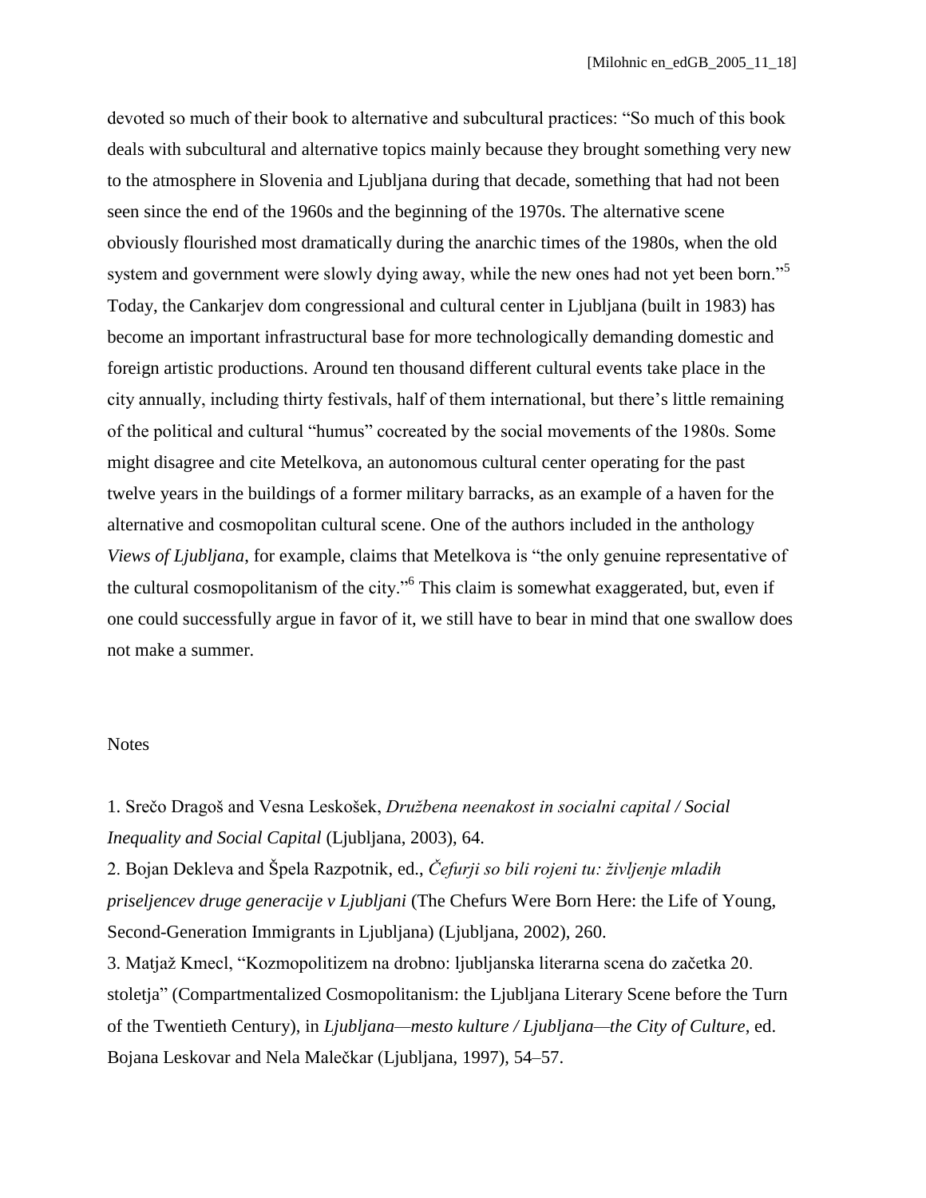devoted so much of their book to alternative and subcultural practices: "So much of this book deals with subcultural and alternative topics mainly because they brought something very new to the atmosphere in Slovenia and Ljubljana during that decade, something that had not been seen since the end of the 1960s and the beginning of the 1970s. The alternative scene obviously flourished most dramatically during the anarchic times of the 1980s, when the old system and government were slowly dying away, while the new ones had not yet been born."[5] Today, the Cankarjev dom congressional and cultural center in Ljubljana (built in 1983) has become an important infrastructural base for more technologically demanding domestic and foreign artistic productions. Around ten thousand different cultural events take place in the city annually, including thirty festivals, half of them international, but there's little remaining of the political and cultural "humus" cocreated by the social movements of the 1980s. Some might disagree and cite Metelkova, an autonomous cultural center operating for the past twelve years in the buildings of a former military barracks, as an example of a haven for the alternative and cosmopolitan cultural scene. One of the authors included in the anthology *Views of Ljubljana*, for example, claims that Metelkova is "the only genuine representative of the cultural cosmopolitanism of the city."[6] This claim is somewhat exaggerated, but, even if one could successfully argue in favor of it, we still have to bear in mind that one swallow does not make a summer.

Notes

1. Srečo Dragoš and Vesna Leskošek, *Družbena neenakost in socialni capital / Social Inequality and Social Capital* (Ljubljana, 2003), 64.

2. Bojan Dekleva and Špela Razpotnik, ed., *Čefurji so bili rojeni tu: življenje mladih priseljencev druge generacije v Ljubljani* (The Chefurs Were Born Here: the Life of Young, Second-Generation Immigrants in Ljubljana) (Ljubljana, 2002), 260.

3. Matjaž Kmecl, "Kozmopolitizem na drobno: ljubljanska literarna scena do začetka 20. stoletja" (Compartmentalized Cosmopolitanism: the Ljubljana Literary Scene before the Turn of the Twentieth Century), in *Ljubljana—mesto kulture / Ljubljana—the City of Culture*, ed. Bojana Leskovar and Nela Malečkar (Ljubljana, 1997), 54–57.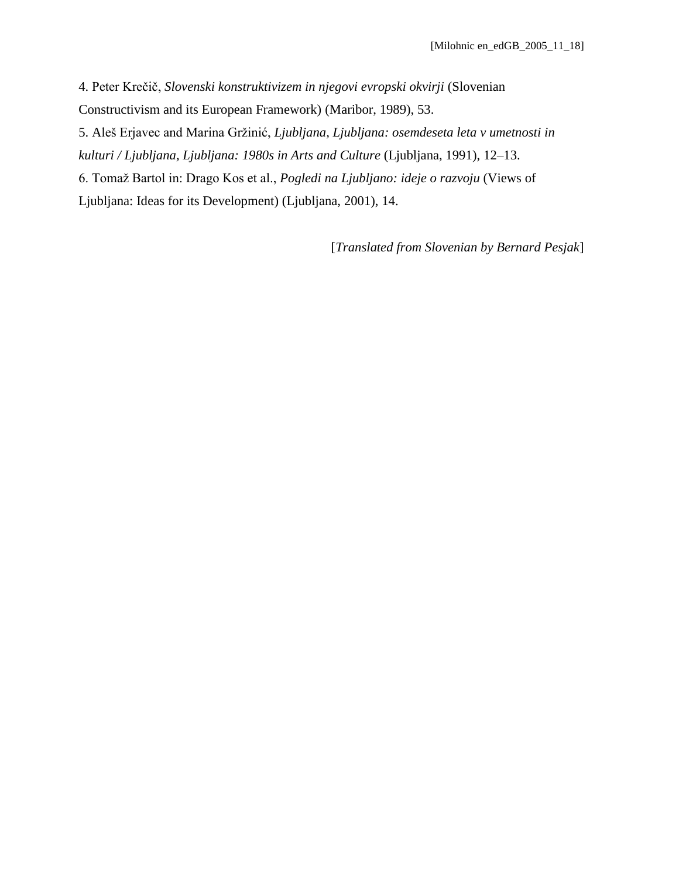4. Peter Krečič, *Slovenski konstruktivizem in njegovi evropski okvirji* (Slovenian Constructivism and its European Framework) (Maribor, 1989), 53.

5. Aleš Erjavec and Marina Gržinić, *Ljubljana, Ljubljana: osemdeseta leta v umetnosti in kulturi / Ljubljana, Ljubljana: 1980s in Arts and Culture* (Ljubljana, 1991), 12–13.

6. Tomaž Bartol in: Drago Kos et al., *Pogledi na Ljubljano: ideje o razvoju* (Views of Ljubljana: Ideas for its Development) (Ljubljana, 2001), 14.

[*Translated from Slovenian by Bernard Pesjak*]